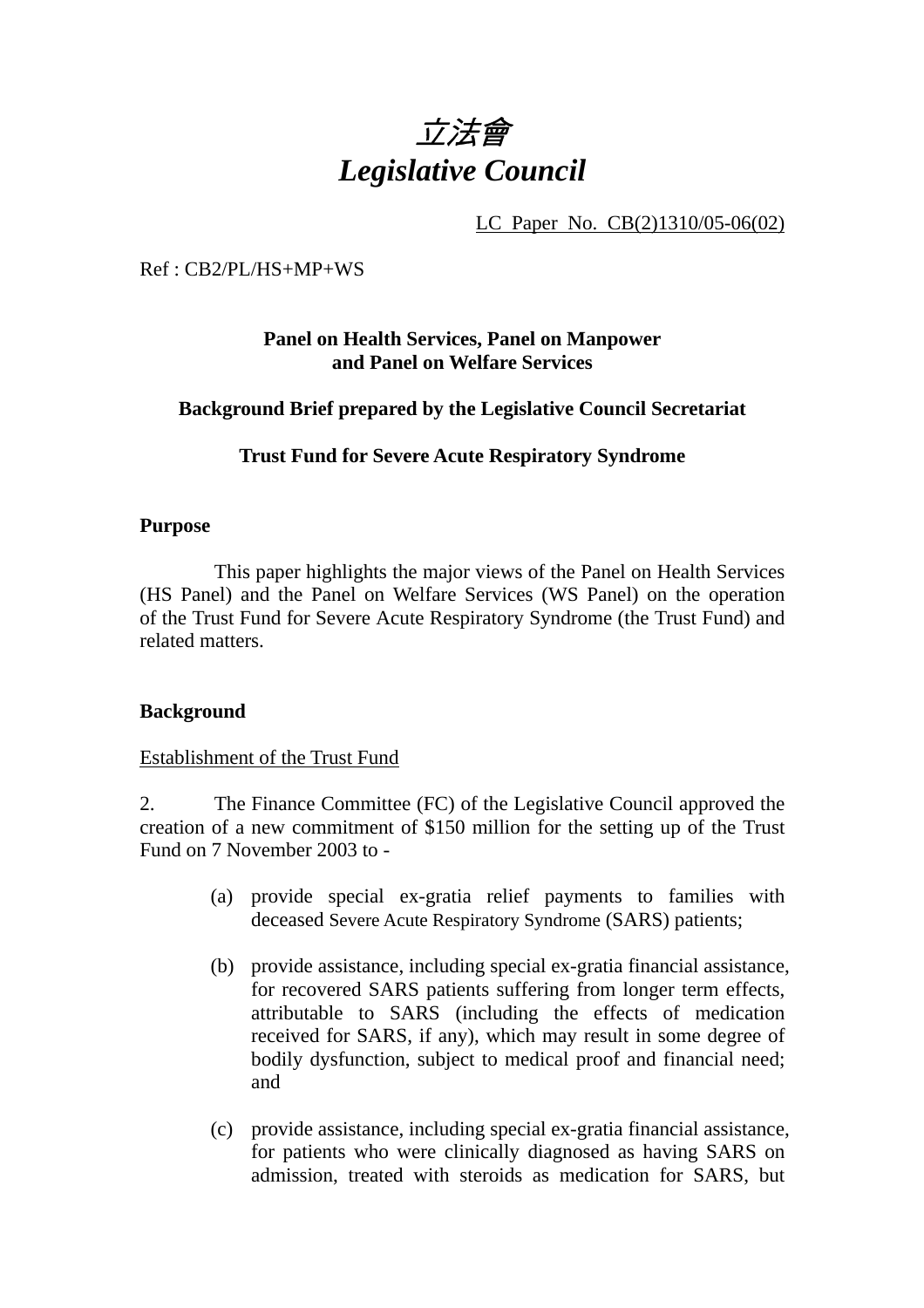# *立法會*
# *Legislative Council*

LC Paper No. CB(2)1310/05-06(02)

Ref : CB2/PL/HS+MP+WS

**Panel on Health Services, Panel on Manpower and Panel on Welfare Services**

**Background Brief prepared by the Legislative Council Secretariat**

**Trust Fund for Severe Acute Respiratory Syndrome**

## Purpose

This paper highlights the major views of the Panel on Health Services (HS Panel) and the Panel on Welfare Services (WS Panel) on the operation of the Trust Fund for Severe Acute Respiratory Syndrome (the Trust Fund) and related matters.

## Background

Establishment of the Trust Fund

2. The Finance Committee (FC) of the Legislative Council approved the creation of a new commitment of $150 million for the setting up of the Trust Fund on 7 November 2003 to -

(a) provide special ex-gratia relief payments to families with deceased Severe Acute Respiratory Syndrome (SARS) patients;

(b) provide assistance, including special ex-gratia financial assistance, for recovered SARS patients suffering from longer term effects, attributable to SARS (including the effects of medication received for SARS, if any), which may result in some degree of bodily dysfunction, subject to medical proof and financial need; and

(c) provide assistance, including special ex-gratia financial assistance, for patients who were clinically diagnosed as having SARS on admission, treated with steroids as medication for SARS, but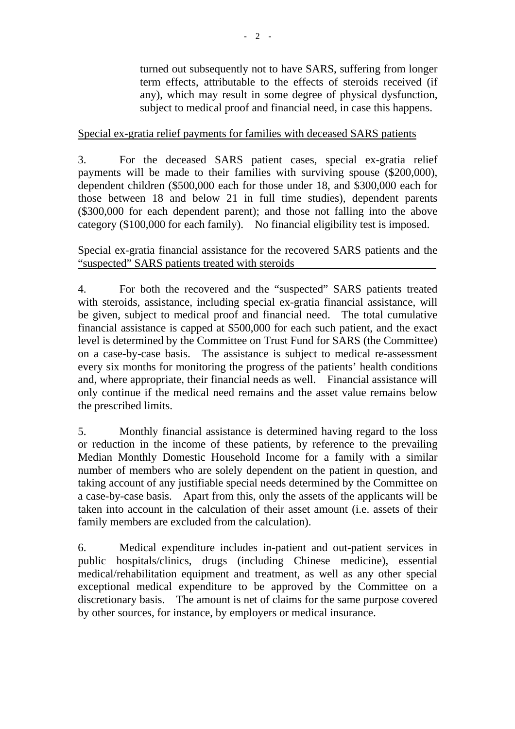turned out subsequently not to have SARS, suffering from longer term effects, attributable to the effects of steroids received (if any), which may result in some degree of physical dysfunction, subject to medical proof and financial need, in case this happens.

<u>Special ex-gratia relief payments for families with deceased SARS patients</u>

3. For the deceased SARS patient cases, special ex-gratia relief payments will be made to their families with surviving spouse ($200,000), dependent children ($500,000 each for those under 18, and $300,000 each for those between 18 and below 21 in full time studies), dependent parents ($300,000 for each dependent parent); and those not falling into the above category ($100,000 for each family). No financial eligibility test is imposed.

<u>Special ex-gratia financial assistance for the recovered SARS patients and the "suspected" SARS patients treated with steroids</u>

4. For both the recovered and the "suspected" SARS patients treated with steroids, assistance, including special ex-gratia financial assistance, will be given, subject to medical proof and financial need. The total cumulative financial assistance is capped at $500,000 for each such patient, and the exact level is determined by the Committee on Trust Fund for SARS (the Committee) on a case-by-case basis. The assistance is subject to medical re-assessment every six months for monitoring the progress of the patients' health conditions and, where appropriate, their financial needs as well. Financial assistance will only continue if the medical need remains and the asset value remains below the prescribed limits.

5. Monthly financial assistance is determined having regard to the loss or reduction in the income of these patients, by reference to the prevailing Median Monthly Domestic Household Income for a family with a similar number of members who are solely dependent on the patient in question, and taking account of any justifiable special needs determined by the Committee on a case-by-case basis. Apart from this, only the assets of the applicants will be taken into account in the calculation of their asset amount (i.e. assets of their family members are excluded from the calculation).

6. Medical expenditure includes in-patient and out-patient services in public hospitals/clinics, drugs (including Chinese medicine), essential medical/rehabilitation equipment and treatment, as well as any other special exceptional medical expenditure to be approved by the Committee on a discretionary basis. The amount is net of claims for the same purpose covered by other sources, for instance, by employers or medical insurance.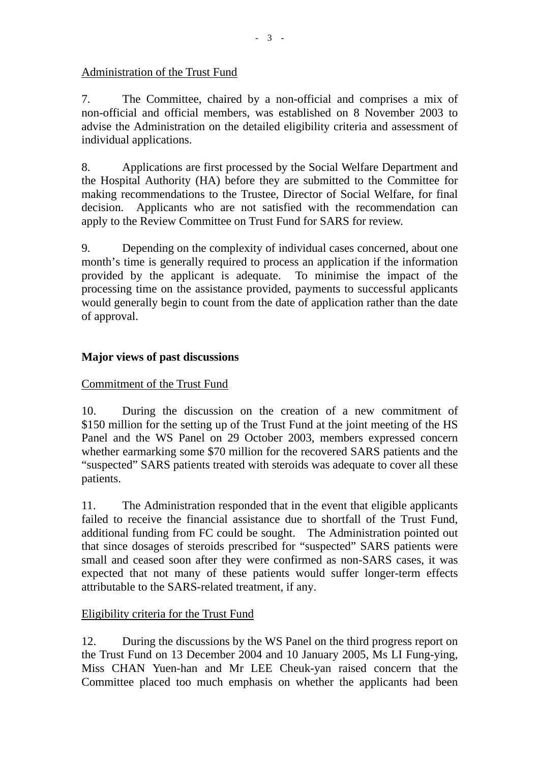Administration of the Trust Fund

7. The Committee, chaired by a non-official and comprises a mix of non-official and official members, was established on 8 November 2003 to advise the Administration on the detailed eligibility criteria and assessment of individual applications.

8. Applications are first processed by the Social Welfare Department and the Hospital Authority (HA) before they are submitted to the Committee for making recommendations to the Trustee, Director of Social Welfare, for final decision. Applicants who are not satisfied with the recommendation can apply to the Review Committee on Trust Fund for SARS for review.

9. Depending on the complexity of individual cases concerned, about one month's time is generally required to process an application if the information provided by the applicant is adequate. To minimise the impact of the processing time on the assistance provided, payments to successful applicants would generally begin to count from the date of application rather than the date of approval.

**Major views of past discussions**

Commitment of the Trust Fund

10. During the discussion on the creation of a new commitment of $150 million for the setting up of the Trust Fund at the joint meeting of the HS Panel and the WS Panel on 29 October 2003, members expressed concern whether earmarking some $70 million for the recovered SARS patients and the "suspected" SARS patients treated with steroids was adequate to cover all these patients.

11. The Administration responded that in the event that eligible applicants failed to receive the financial assistance due to shortfall of the Trust Fund, additional funding from FC could be sought. The Administration pointed out that since dosages of steroids prescribed for "suspected" SARS patients were small and ceased soon after they were confirmed as non-SARS cases, it was expected that not many of these patients would suffer longer-term effects attributable to the SARS-related treatment, if any.

Eligibility criteria for the Trust Fund

12. During the discussions by the WS Panel on the third progress report on the Trust Fund on 13 December 2004 and 10 January 2005, Ms LI Fung-ying, Miss CHAN Yuen-han and Mr LEE Cheuk-yan raised concern that the Committee placed too much emphasis on whether the applicants had been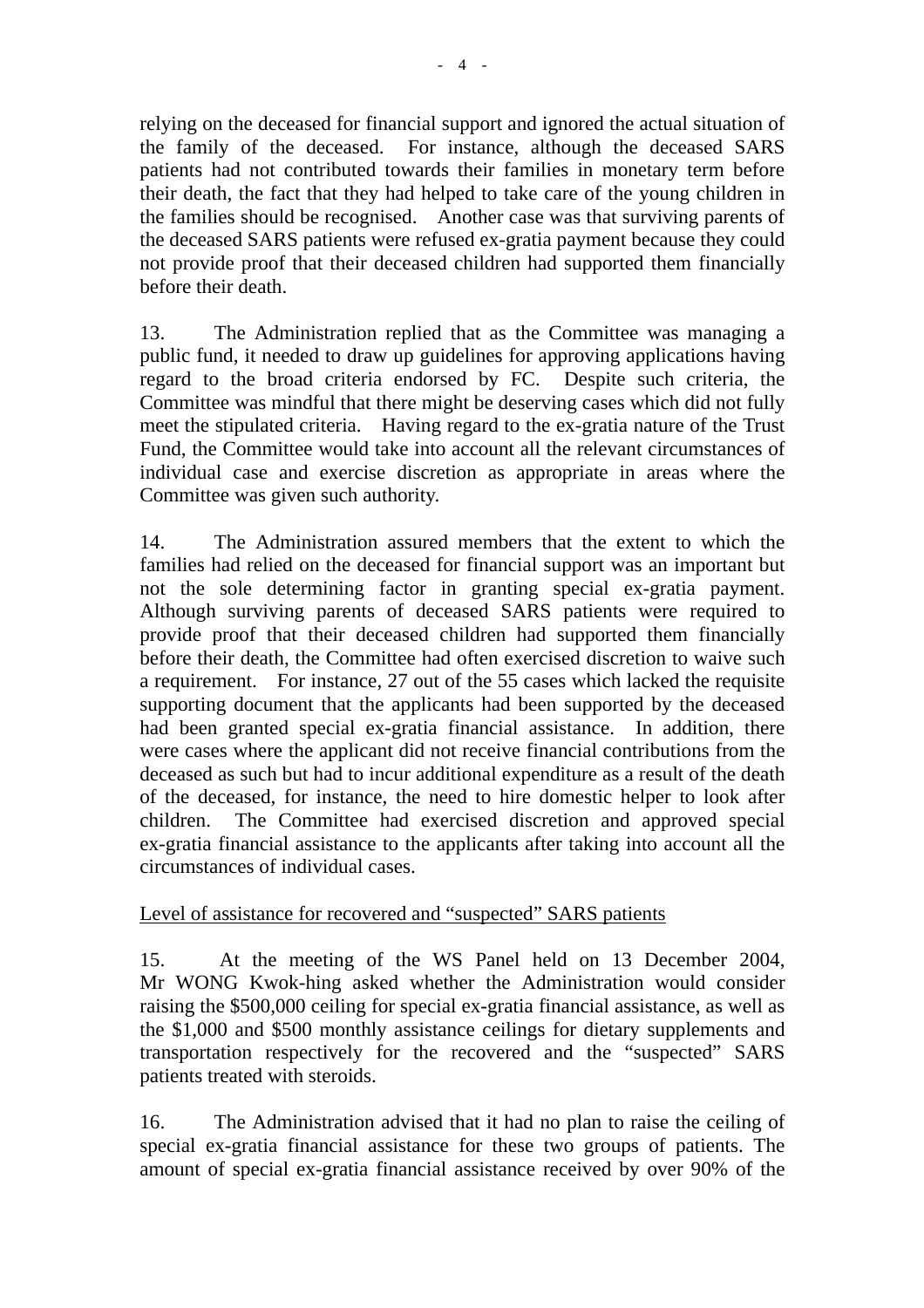relying on the deceased for financial support and ignored the actual situation of the family of the deceased. For instance, although the deceased SARS patients had not contributed towards their families in monetary term before their death, the fact that they had helped to take care of the young children in the families should be recognised. Another case was that surviving parents of the deceased SARS patients were refused ex-gratia payment because they could not provide proof that their deceased children had supported them financially before their death.

13. The Administration replied that as the Committee was managing a public fund, it needed to draw up guidelines for approving applications having regard to the broad criteria endorsed by FC. Despite such criteria, the Committee was mindful that there might be deserving cases which did not fully meet the stipulated criteria. Having regard to the ex-gratia nature of the Trust Fund, the Committee would take into account all the relevant circumstances of individual case and exercise discretion as appropriate in areas where the Committee was given such authority.

14. The Administration assured members that the extent to which the families had relied on the deceased for financial support was an important but not the sole determining factor in granting special ex-gratia payment. Although surviving parents of deceased SARS patients were required to provide proof that their deceased children had supported them financially before their death, the Committee had often exercised discretion to waive such a requirement. For instance, 27 out of the 55 cases which lacked the requisite supporting document that the applicants had been supported by the deceased had been granted special ex-gratia financial assistance. In addition, there were cases where the applicant did not receive financial contributions from the deceased as such but had to incur additional expenditure as a result of the death of the deceased, for instance, the need to hire domestic helper to look after children. The Committee had exercised discretion and approved special ex-gratia financial assistance to the applicants after taking into account all the circumstances of individual cases.

Level of assistance for recovered and "suspected" SARS patients

15. At the meeting of the WS Panel held on 13 December 2004, Mr WONG Kwok-hing asked whether the Administration would consider raising the $500,000 ceiling for special ex-gratia financial assistance, as well as the $1,000 and $500 monthly assistance ceilings for dietary supplements and transportation respectively for the recovered and the "suspected" SARS patients treated with steroids.

16. The Administration advised that it had no plan to raise the ceiling of special ex-gratia financial assistance for these two groups of patients. The amount of special ex-gratia financial assistance received by over 90% of the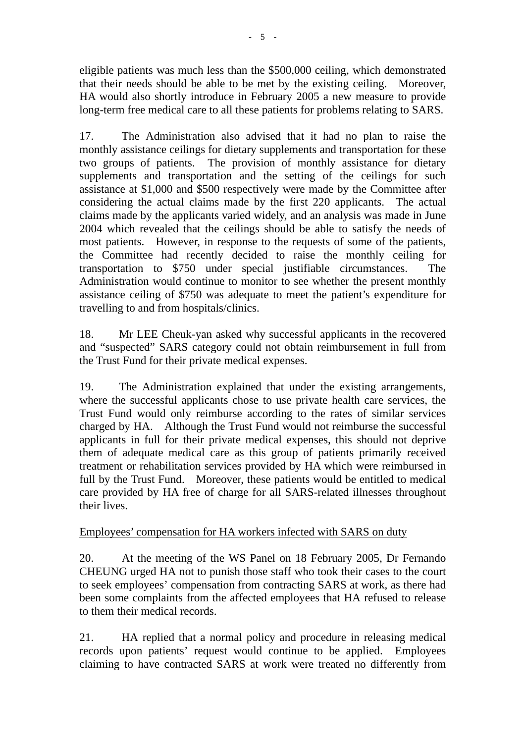eligible patients was much less than the $500,000 ceiling, which demonstrated that their needs should be able to be met by the existing ceiling. Moreover, HA would also shortly introduce in February 2005 a new measure to provide long-term free medical care to all these patients for problems relating to SARS.

17. The Administration also advised that it had no plan to raise the monthly assistance ceilings for dietary supplements and transportation for these two groups of patients. The provision of monthly assistance for dietary supplements and transportation and the setting of the ceilings for such assistance at $1,000 and $500 respectively were made by the Committee after considering the actual claims made by the first 220 applicants. The actual claims made by the applicants varied widely, and an analysis was made in June 2004 which revealed that the ceilings should be able to satisfy the needs of most patients. However, in response to the requests of some of the patients, the Committee had recently decided to raise the monthly ceiling for transportation to $750 under special justifiable circumstances. The Administration would continue to monitor to see whether the present monthly assistance ceiling of $750 was adequate to meet the patient's expenditure for travelling to and from hospitals/clinics.

18. Mr LEE Cheuk-yan asked why successful applicants in the recovered and "suspected" SARS category could not obtain reimbursement in full from the Trust Fund for their private medical expenses.

19. The Administration explained that under the existing arrangements, where the successful applicants chose to use private health care services, the Trust Fund would only reimburse according to the rates of similar services charged by HA. Although the Trust Fund would not reimburse the successful applicants in full for their private medical expenses, this should not deprive them of adequate medical care as this group of patients primarily received treatment or rehabilitation services provided by HA which were reimbursed in full by the Trust Fund. Moreover, these patients would be entitled to medical care provided by HA free of charge for all SARS-related illnesses throughout their lives.

Employees' compensation for HA workers infected with SARS on duty

20. At the meeting of the WS Panel on 18 February 2005, Dr Fernando CHEUNG urged HA not to punish those staff who took their cases to the court to seek employees' compensation from contracting SARS at work, as there had been some complaints from the affected employees that HA refused to release to them their medical records.

21. HA replied that a normal policy and procedure in releasing medical records upon patients' request would continue to be applied. Employees claiming to have contracted SARS at work were treated no differently from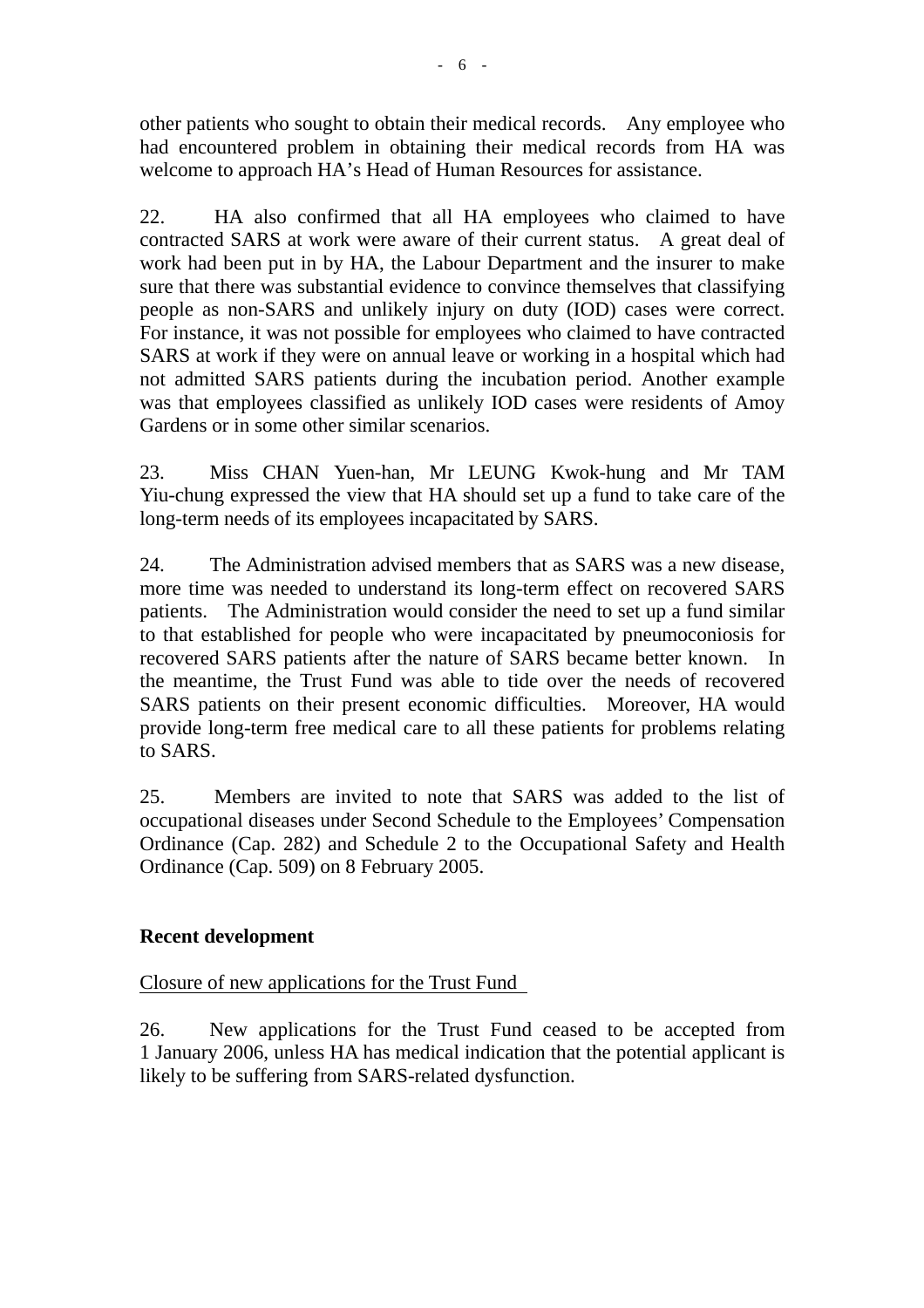other patients who sought to obtain their medical records. Any employee who had encountered problem in obtaining their medical records from HA was welcome to approach HA's Head of Human Resources for assistance.

22. HA also confirmed that all HA employees who claimed to have contracted SARS at work were aware of their current status. A great deal of work had been put in by HA, the Labour Department and the insurer to make sure that there was substantial evidence to convince themselves that classifying people as non-SARS and unlikely injury on duty (IOD) cases were correct. For instance, it was not possible for employees who claimed to have contracted SARS at work if they were on annual leave or working in a hospital which had not admitted SARS patients during the incubation period. Another example was that employees classified as unlikely IOD cases were residents of Amoy Gardens or in some other similar scenarios.

23. Miss CHAN Yuen-han, Mr LEUNG Kwok-hung and Mr TAM Yiu-chung expressed the view that HA should set up a fund to take care of the long-term needs of its employees incapacitated by SARS.

24. The Administration advised members that as SARS was a new disease, more time was needed to understand its long-term effect on recovered SARS patients. The Administration would consider the need to set up a fund similar to that established for people who were incapacitated by pneumoconiosis for recovered SARS patients after the nature of SARS became better known. In the meantime, the Trust Fund was able to tide over the needs of recovered SARS patients on their present economic difficulties. Moreover, HA would provide long-term free medical care to all these patients for problems relating to SARS.

25. Members are invited to note that SARS was added to the list of occupational diseases under Second Schedule to the Employees' Compensation Ordinance (Cap. 282) and Schedule 2 to the Occupational Safety and Health Ordinance (Cap. 509) on 8 February 2005.

**Recent development**

<u>Closure of new applications for the Trust Fund</u>

26. New applications for the Trust Fund ceased to be accepted from 1 January 2006, unless HA has medical indication that the potential applicant is likely to be suffering from SARS-related dysfunction.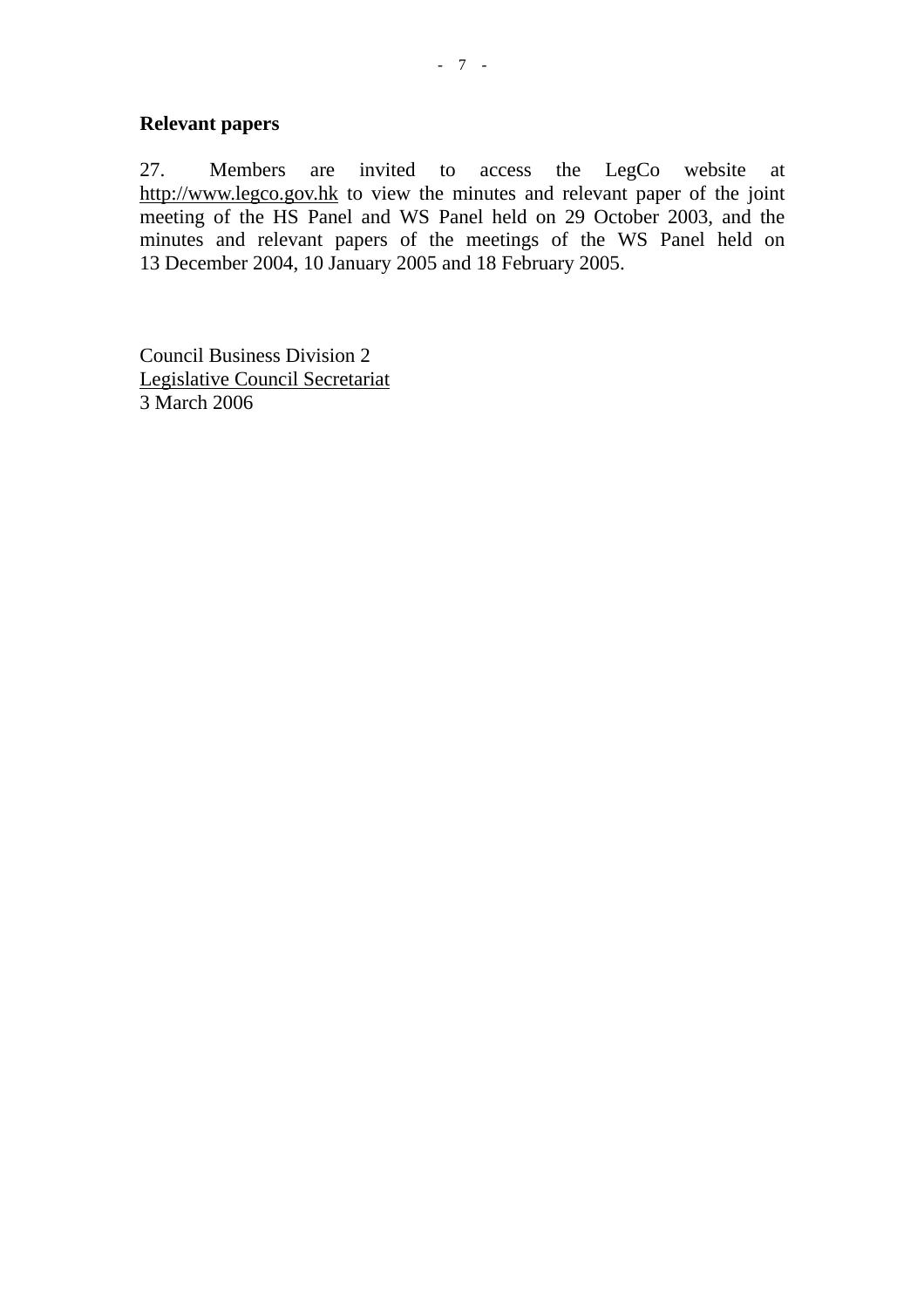**Relevant papers**

27. Members are invited to access the LegCo website at http://www.legco.gov.hk to view the minutes and relevant paper of the joint meeting of the HS Panel and WS Panel held on 29 October 2003, and the minutes and relevant papers of the meetings of the WS Panel held on 13 December 2004, 10 January 2005 and 18 February 2005.

Council Business Division 2
Legislative Council Secretariat
3 March 2006